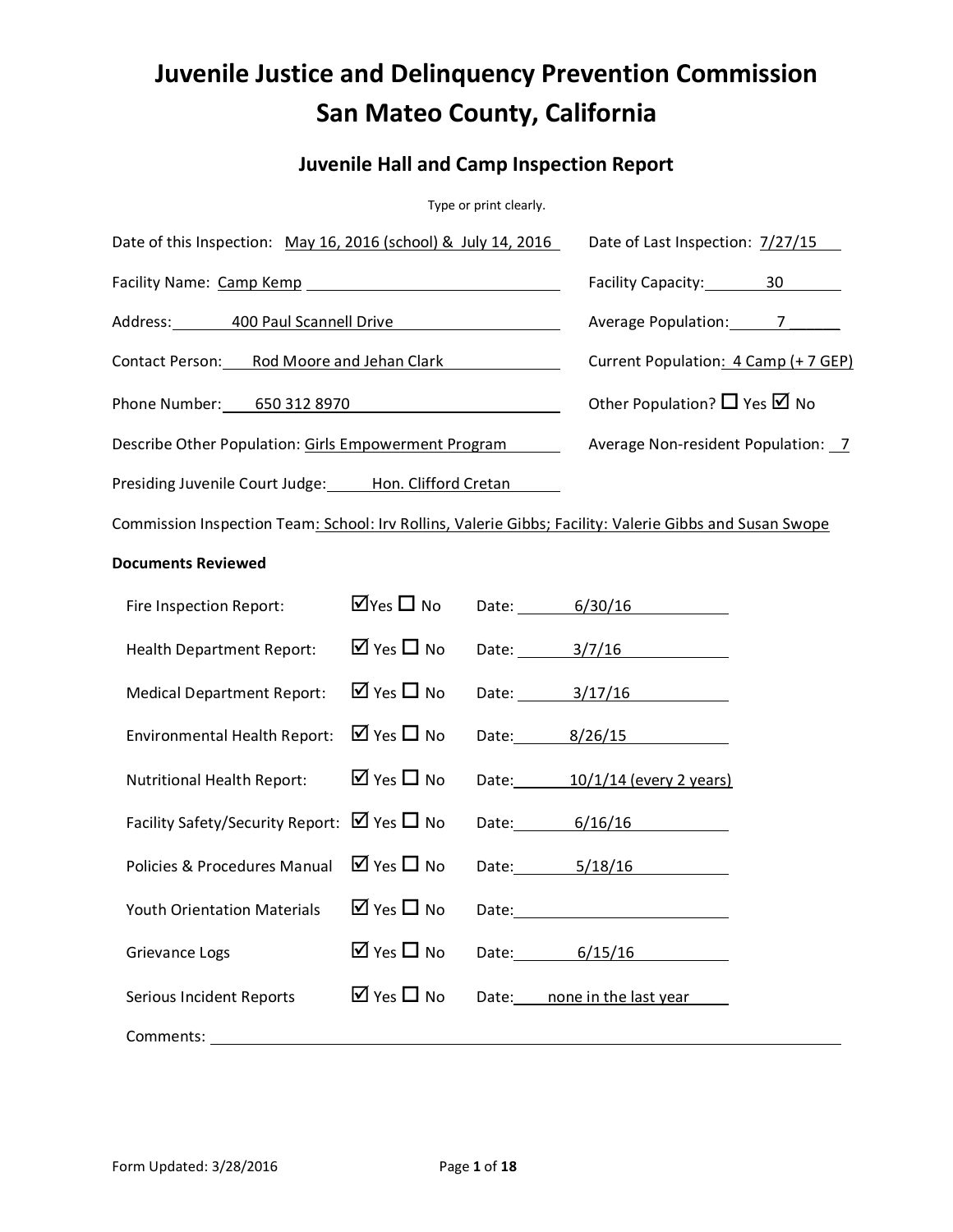# Juvenile Justice and Delinquency Prevention Commission
# San Mateo County, California

## Juvenile Hall and Camp Inspection Report

Type or print clearly.

Date of this Inspection: May 16, 2016 (school) & July 14, 2016

Date of Last Inspection: 7/27/15

Facility Name: Camp Kemp

Facility Capacity: 30

Address: 400 Paul Scannell Drive

Average Population: 7

Contact Person: Rod Moore and Jehan Clark

Current Population: 4 Camp (+ 7 GEP)

Phone Number: 650 312 8970

Other Population? ☐ Yes ☑ No

Describe Other Population: Girls Empowerment Program

Average Non-resident Population: 7

Presiding Juvenile Court Judge: Hon. Clifford Cretan

Commission Inspection Team: School: Irv Rollins, Valerie Gibbs; Facility: Valerie Gibbs and Susan Swope

**Documents Reviewed**

| Document | Reviewed | Date |
|---|---|---|
| Fire Inspection Report: | ☑ Yes ☐ No | 6/30/16 |
| Health Department Report: | ☑ Yes ☐ No | 3/7/16 |
| Medical Department Report: | ☑ Yes ☐ No | 3/17/16 |
| Environmental Health Report: | ☑ Yes ☐ No | 8/26/15 |
| Nutritional Health Report: | ☑ Yes ☐ No | 10/1/14 (every 2 years) |
| Facility Safety/Security Report: | ☑ Yes ☐ No | 6/16/16 |
| Policies & Procedures Manual | ☑ Yes ☐ No | 5/18/16 |
| Youth Orientation Materials | ☑ Yes ☐ No | |
| Grievance Logs | ☑ Yes ☐ No | 6/15/16 |
| Serious Incident Reports | ☑ Yes ☐ No | none in the last year |

Comments: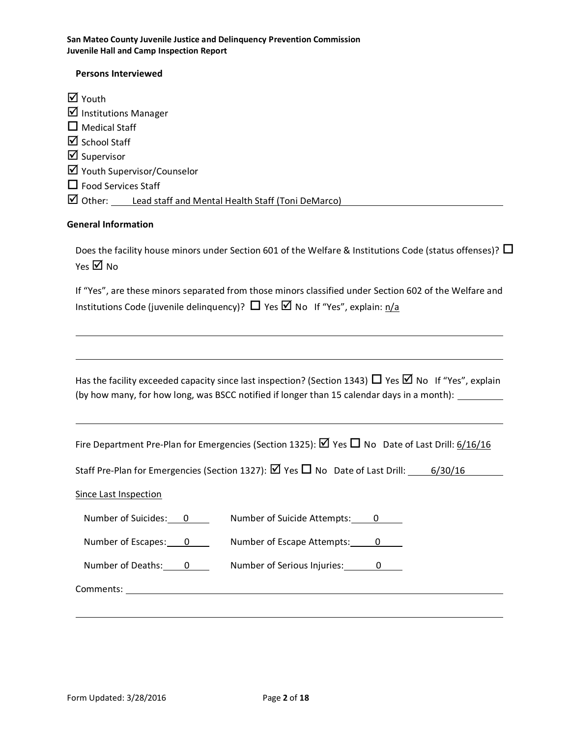### Persons Interviewed

- ☑ Youth
- ☑ Institutions Manager
- ☐ Medical Staff
- ☑ School Staff
- ☑ Supervisor
- ☑ Youth Supervisor/Counselor
- ☐ Food Services Staff
- ☑ Other: Lead staff and Mental Health Staff (Toni DeMarco)

### General Information

Does the facility house minors under Section 601 of the Welfare & Institutions Code (status offenses)? ☐ Yes ☑ No

If "Yes", are these minors separated from those minors classified under Section 602 of the Welfare and Institutions Code (juvenile delinquency)? ☐ Yes ☑ No If "Yes", explain: n/a

Has the facility exceeded capacity since last inspection? (Section 1343) ☐ Yes ☑ No If "Yes", explain (by how many, for how long, was BSCC notified if longer than 15 calendar days in a month):

Fire Department Pre-Plan for Emergencies (Section 1325): ☑ Yes ☐ No Date of Last Drill: 6/16/16

Staff Pre-Plan for Emergencies (Section 1327): ☑ Yes ☐ No Date of Last Drill: 6/30/16

Since Last Inspection

Number of Suicides: 0 Number of Suicide Attempts: 0

Number of Escapes: 0 Number of Escape Attempts: 0

Number of Deaths: 0 Number of Serious Injuries: 0

Comments: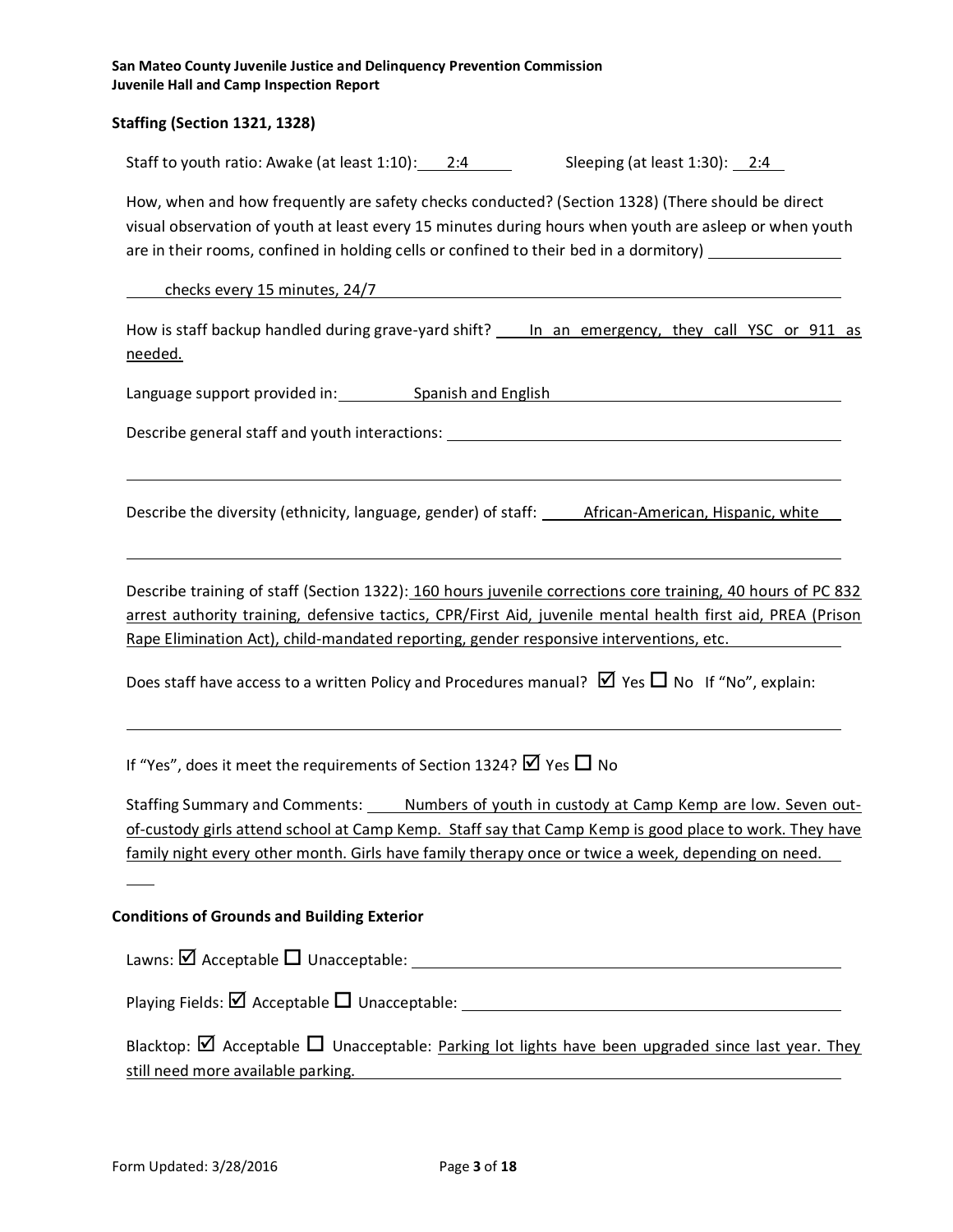**San Mateo County Juvenile Justice and Delinquency Prevention Commission**
**Juvenile Hall and Camp Inspection Report**

### Staffing (Section 1321, 1328)

Staff to youth ratio: Awake (at least 1:10): 2:4     Sleeping (at least 1:30): 2:4

How, when and how frequently are safety checks conducted? (Section 1328) (There should be direct visual observation of youth at least every 15 minutes during hours when youth are asleep or when youth are in their rooms, confined in holding cells or confined to their bed in a dormitory)

checks every 15 minutes, 24/7

How is staff backup handled during grave-yard shift? In an emergency, they call YSC or 911 as needed.

Language support provided in: Spanish and English

Describe general staff and youth interactions:

Describe the diversity (ethnicity, language, gender) of staff: African-American, Hispanic, white

Describe training of staff (Section 1322): 160 hours juvenile corrections core training, 40 hours of PC 832 arrest authority training, defensive tactics, CPR/First Aid, juvenile mental health first aid, PREA (Prison Rape Elimination Act), child-mandated reporting, gender responsive interventions, etc.

Does staff have access to a written Policy and Procedures manual? ☑ Yes ☐ No If "No", explain:

If "Yes", does it meet the requirements of Section 1324? ☑ Yes ☐ No

Staffing Summary and Comments: Numbers of youth in custody at Camp Kemp are low. Seven out-of-custody girls attend school at Camp Kemp. Staff say that Camp Kemp is good place to work. They have family night every other month. Girls have family therapy once or twice a week, depending on need.

### Conditions of Grounds and Building Exterior

Lawns: ☑ Acceptable ☐ Unacceptable:

Playing Fields: ☑ Acceptable ☐ Unacceptable:

Blacktop: ☑ Acceptable ☐ Unacceptable: Parking lot lights have been upgraded since last year. They still need more available parking.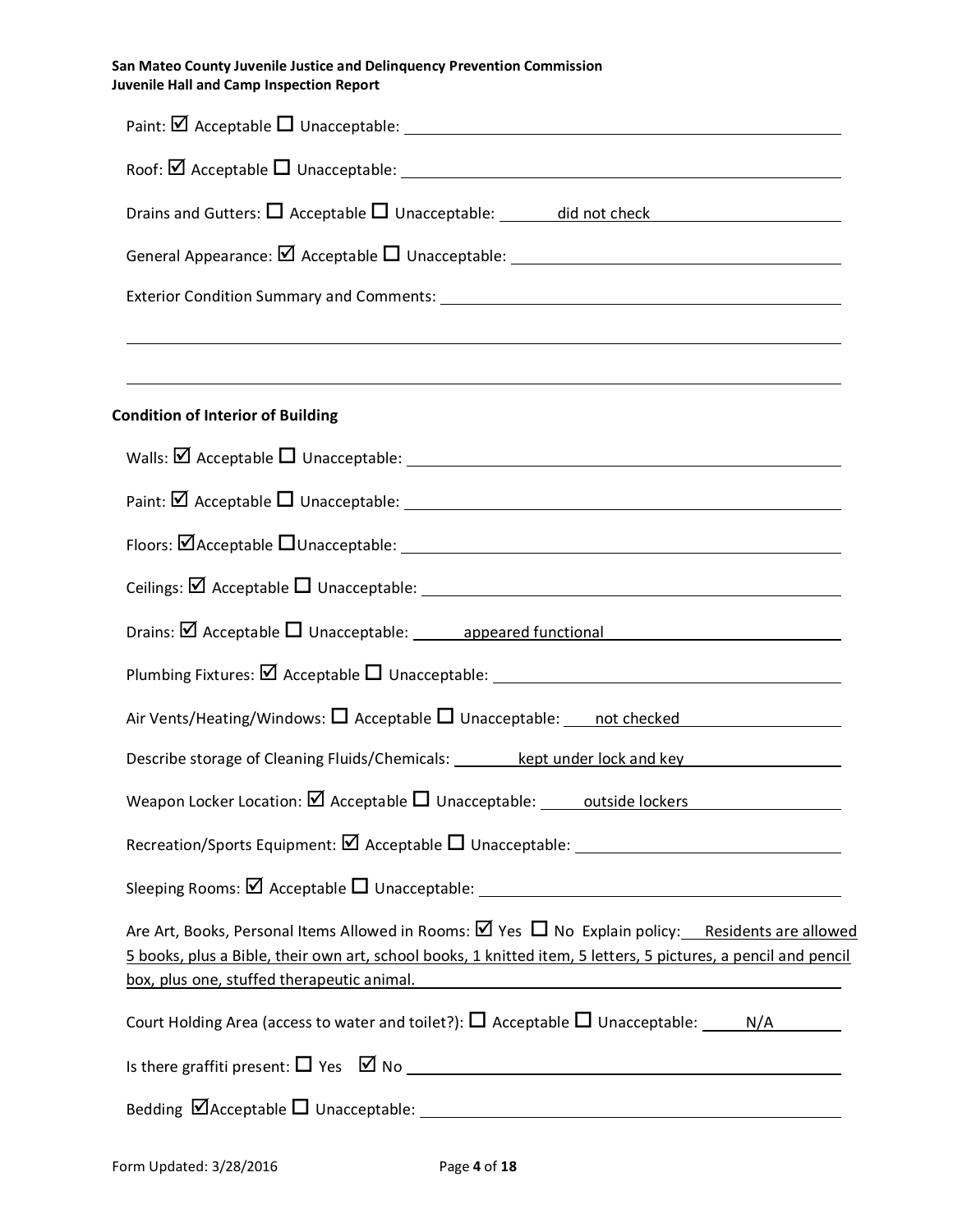Paint: ☑ Acceptable ☐ Unacceptable:

Roof: ☑ Acceptable ☐ Unacceptable:

Drains and Gutters: ☐ Acceptable ☐ Unacceptable: did not check

General Appearance: ☑ Acceptable ☐ Unacceptable:

Exterior Condition Summary and Comments:

**Condition of Interior of Building**

Walls: ☑ Acceptable ☐ Unacceptable:

Paint: ☑ Acceptable ☐ Unacceptable:

Floors: ☑ Acceptable ☐ Unacceptable:

Ceilings: ☑ Acceptable ☐ Unacceptable:

Drains: ☑ Acceptable ☐ Unacceptable: appeared functional

Plumbing Fixtures: ☑ Acceptable ☐ Unacceptable:

Air Vents/Heating/Windows: ☐ Acceptable ☐ Unacceptable: not checked

Describe storage of Cleaning Fluids/Chemicals: kept under lock and key

Weapon Locker Location: ☑ Acceptable ☐ Unacceptable: outside lockers

Recreation/Sports Equipment: ☑ Acceptable ☐ Unacceptable:

Sleeping Rooms: ☑ Acceptable ☐ Unacceptable:

Are Art, Books, Personal Items Allowed in Rooms: ☑ Yes ☐ No Explain policy: Residents are allowed 5 books, plus a Bible, their own art, school books, 1 knitted item, 5 letters, 5 pictures, a pencil and pencil box, plus one, stuffed therapeutic animal.

Court Holding Area (access to water and toilet?): ☐ Acceptable ☐ Unacceptable: N/A

Is there graffiti present: ☐ Yes ☑ No

Bedding ☑ Acceptable ☐ Unacceptable: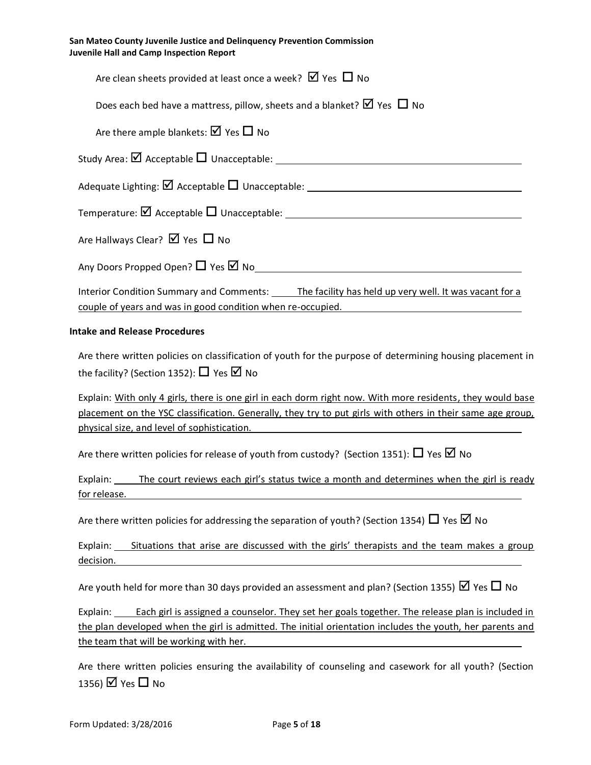Are clean sheets provided at least once a week? ☑ Yes ☐ No

Does each bed have a mattress, pillow, sheets and a blanket? ☑ Yes ☐ No

Are there ample blankets: ☑ Yes ☐ No

Study Area: ☑ Acceptable ☐ Unacceptable:

Adequate Lighting: ☑ Acceptable ☐ Unacceptable:

Temperature: ☑ Acceptable ☐ Unacceptable:

Are Hallways Clear? ☑ Yes ☐ No

Any Doors Propped Open? ☐ Yes ☑ No

Interior Condition Summary and Comments: The facility has held up very well. It was vacant for a couple of years and was in good condition when re-occupied.

**Intake and Release Procedures**

Are there written policies on classification of youth for the purpose of determining housing placement in the facility? (Section 1352): ☐ Yes ☑ No

Explain: With only 4 girls, there is one girl in each dorm right now. With more residents, they would base placement on the YSC classification. Generally, they try to put girls with others in their same age group, physical size, and level of sophistication.

Are there written policies for release of youth from custody? (Section 1351): ☐ Yes ☑ No

Explain: The court reviews each girl's status twice a month and determines when the girl is ready for release.

Are there written policies for addressing the separation of youth? (Section 1354) ☐ Yes ☑ No

Explain: Situations that arise are discussed with the girls' therapists and the team makes a group decision.

Are youth held for more than 30 days provided an assessment and plan? (Section 1355) ☑ Yes ☐ No

Explain: Each girl is assigned a counselor. They set her goals together. The release plan is included in the plan developed when the girl is admitted. The initial orientation includes the youth, her parents and the team that will be working with her.

Are there written policies ensuring the availability of counseling and casework for all youth? (Section 1356) ☑ Yes ☐ No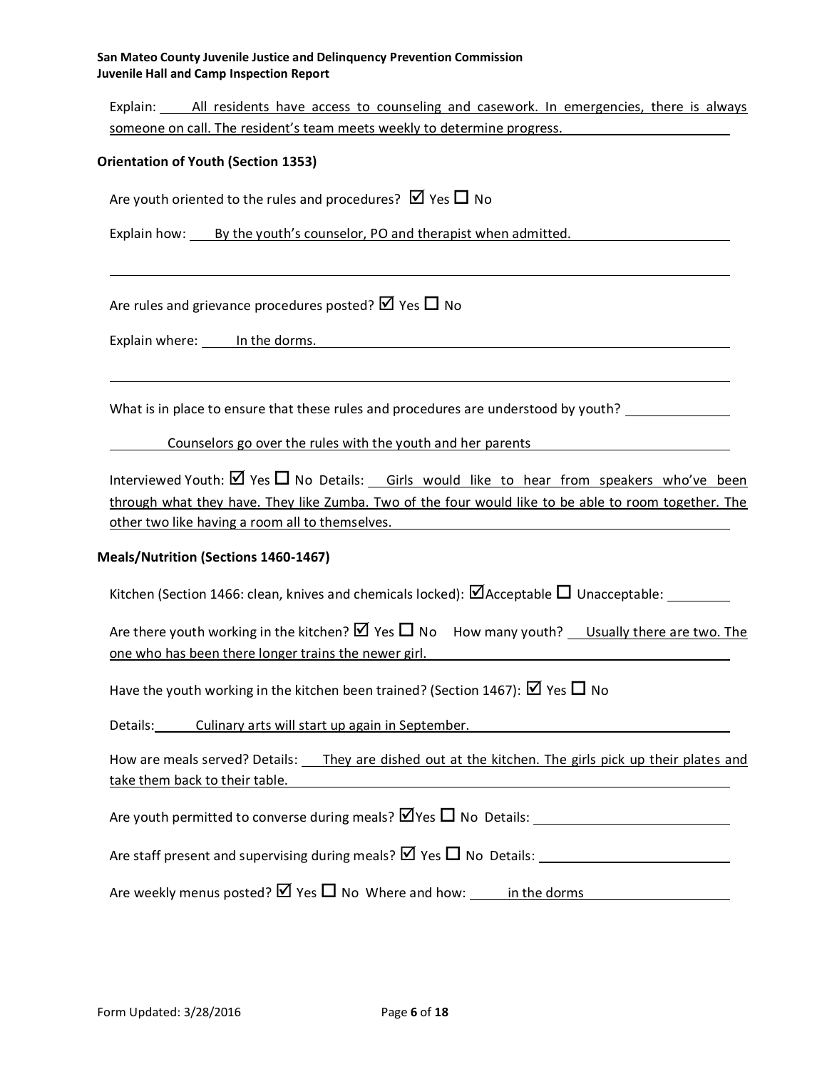Explain: All residents have access to counseling and casework. In emergencies, there is always someone on call. The resident's team meets weekly to determine progress.

**Orientation of Youth (Section 1353)**

Are youth oriented to the rules and procedures? ☑ Yes ☐ No

Explain how: By the youth's counselor, PO and therapist when admitted.

Are rules and grievance procedures posted? ☑ Yes ☐ No

Explain where: In the dorms.

What is in place to ensure that these rules and procedures are understood by youth?

Counselors go over the rules with the youth and her parents

Interviewed Youth: ☑ Yes ☐ No Details: Girls would like to hear from speakers who've been through what they have. They like Zumba. Two of the four would like to be able to room together. The other two like having a room all to themselves.

**Meals/Nutrition (Sections 1460-1467)**

Kitchen (Section 1466: clean, knives and chemicals locked): ☑ Acceptable ☐ Unacceptable:

Are there youth working in the kitchen? ☑ Yes ☐ No How many youth? Usually there are two. The one who has been there longer trains the newer girl.

Have the youth working in the kitchen been trained? (Section 1467): ☑ Yes ☐ No

Details: Culinary arts will start up again in September.

How are meals served? Details: They are dished out at the kitchen. The girls pick up their plates and take them back to their table.

Are youth permitted to converse during meals? ☑ Yes ☐ No Details:

Are staff present and supervising during meals? ☑ Yes ☐ No Details:

Are weekly menus posted? ☑ Yes ☐ No Where and how: in the dorms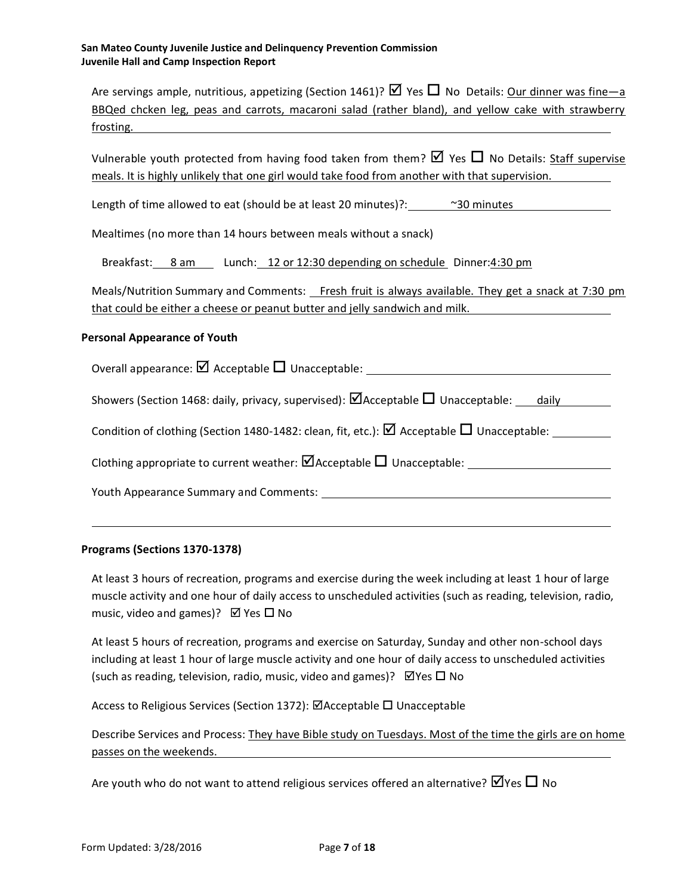Are servings ample, nutritious, appetizing (Section 1461)? ☑ Yes ☐ No Details: Our dinner was fine—a BBQed chcken leg, peas and carrots, macaroni salad (rather bland), and yellow cake with strawberry frosting.

Vulnerable youth protected from having food taken from them? ☑ Yes ☐ No Details: Staff supervise meals. It is highly unlikely that one girl would take food from another with that supervision.

Length of time allowed to eat (should be at least 20 minutes)?: ~30 minutes

Mealtimes (no more than 14 hours between meals without a snack)

Breakfast: 8 am Lunch: 12 or 12:30 depending on schedule Dinner: 4:30 pm

Meals/Nutrition Summary and Comments: Fresh fruit is always available. They get a snack at 7:30 pm that could be either a cheese or peanut butter and jelly sandwich and milk.

### Personal Appearance of Youth

Overall appearance: ☑ Acceptable ☐ Unacceptable:

Showers (Section 1468: daily, privacy, supervised): ☑ Acceptable ☐ Unacceptable: daily

Condition of clothing (Section 1480-1482: clean, fit, etc.): ☑ Acceptable ☐ Unacceptable:

Clothing appropriate to current weather: ☑ Acceptable ☐ Unacceptable:

Youth Appearance Summary and Comments:

### Programs (Sections 1370-1378)

At least 3 hours of recreation, programs and exercise during the week including at least 1 hour of large muscle activity and one hour of daily access to unscheduled activities (such as reading, television, radio, music, video and games)? ☑ Yes ☐ No

At least 5 hours of recreation, programs and exercise on Saturday, Sunday and other non-school days including at least 1 hour of large muscle activity and one hour of daily access to unscheduled activities (such as reading, television, radio, music, video and games)? ☑ Yes ☐ No

Access to Religious Services (Section 1372): ☑ Acceptable ☐ Unacceptable

Describe Services and Process: They have Bible study on Tuesdays. Most of the time the girls are on home passes on the weekends.

Are youth who do not want to attend religious services offered an alternative? ☑ Yes ☐ No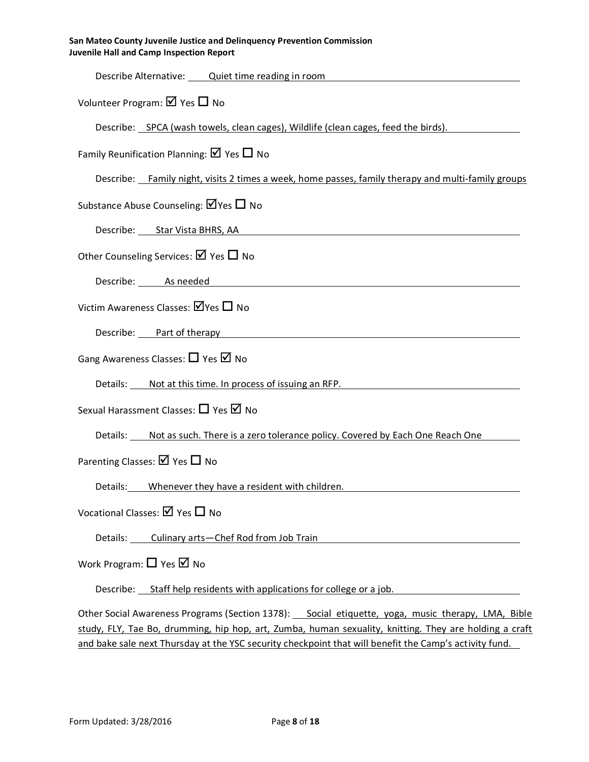Describe Alternative: Quiet time reading in room

Volunteer Program: ☑ Yes ☐ No

Describe: SPCA (wash towels, clean cages), Wildlife (clean cages, feed the birds).

Family Reunification Planning: ☑ Yes ☐ No

Describe: Family night, visits 2 times a week, home passes, family therapy and multi-family groups

Substance Abuse Counseling: ☑ Yes ☐ No

Describe: Star Vista BHRS, AA

Other Counseling Services: ☑ Yes ☐ No

Describe: As needed

Victim Awareness Classes: ☑ Yes ☐ No

Describe: Part of therapy

Gang Awareness Classes: ☐ Yes ☑ No

Details: Not at this time. In process of issuing an RFP.

Sexual Harassment Classes: ☐ Yes ☑ No

Details: Not as such. There is a zero tolerance policy. Covered by Each One Reach One

Parenting Classes: ☑ Yes ☐ No

Details: Whenever they have a resident with children.

Vocational Classes: ☑ Yes ☐ No

Details: Culinary arts—Chef Rod from Job Train

Work Program: ☐ Yes ☑ No

Describe: Staff help residents with applications for college or a job.

Other Social Awareness Programs (Section 1378): Social etiquette, yoga, music therapy, LMA, Bible study, FLY, Tae Bo, drumming, hip hop, art, Zumba, human sexuality, knitting. They are holding a craft and bake sale next Thursday at the YSC security checkpoint that will benefit the Camp's activity fund.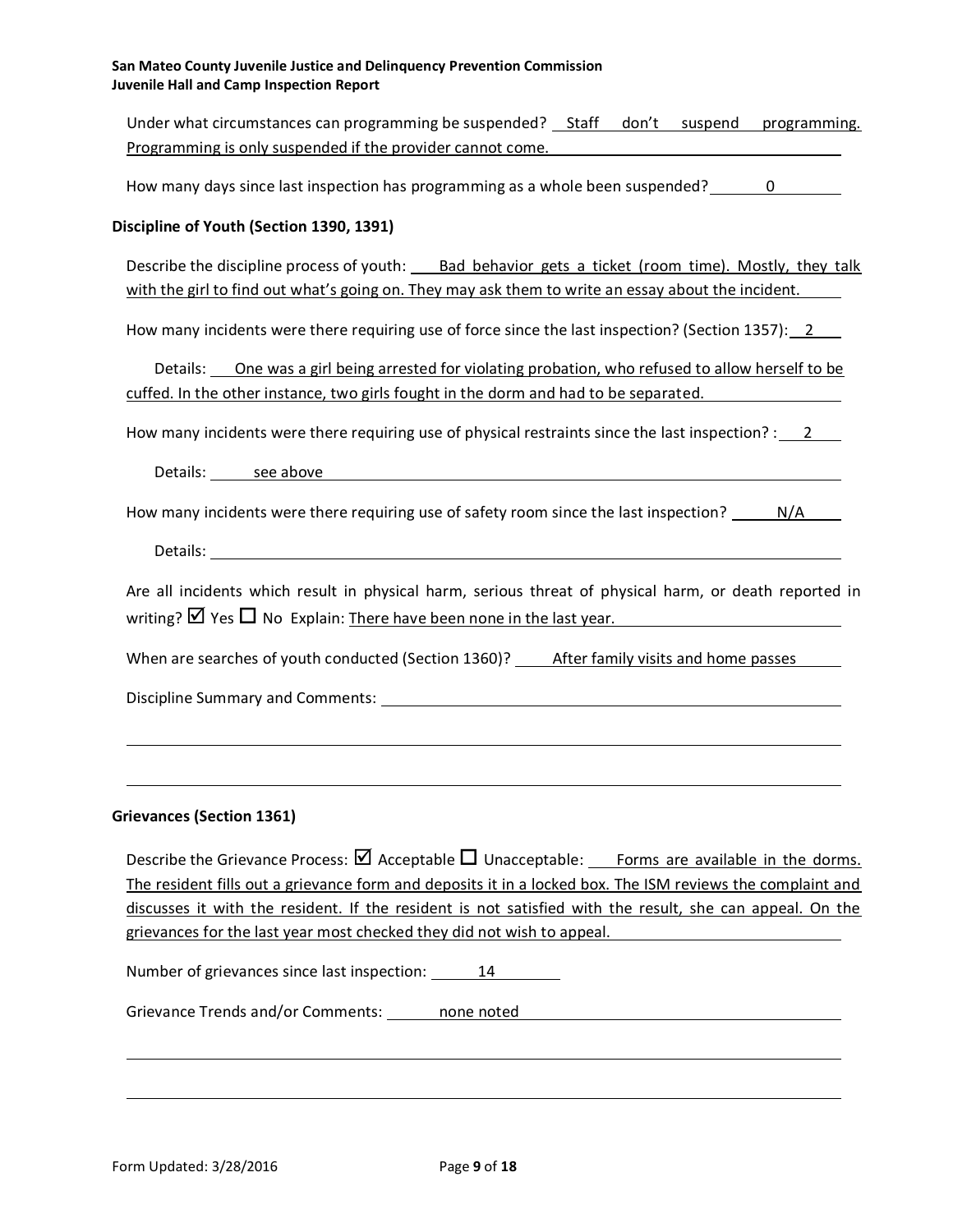Under what circumstances can programming be suspended? Staff don't suspend programming. Programming is only suspended if the provider cannot come.

How many days since last inspection has programming as a whole been suspended? 0

**Discipline of Youth (Section 1390, 1391)**

Describe the discipline process of youth: Bad behavior gets a ticket (room time). Mostly, they talk with the girl to find out what's going on. They may ask them to write an essay about the incident.

How many incidents were there requiring use of force since the last inspection? (Section 1357): 2

Details: One was a girl being arrested for violating probation, who refused to allow herself to be cuffed. In the other instance, two girls fought in the dorm and had to be separated.

How many incidents were there requiring use of physical restraints since the last inspection? : 2

Details: see above

How many incidents were there requiring use of safety room since the last inspection? N/A

Details:

Are all incidents which result in physical harm, serious threat of physical harm, or death reported in writing? ☑ Yes ☐ No Explain: There have been none in the last year.

When are searches of youth conducted (Section 1360)? After family visits and home passes

Discipline Summary and Comments:

**Grievances (Section 1361)**

Describe the Grievance Process: ☑ Acceptable ☐ Unacceptable: Forms are available in the dorms. The resident fills out a grievance form and deposits it in a locked box. The ISM reviews the complaint and discusses it with the resident. If the resident is not satisfied with the result, she can appeal. On the grievances for the last year most checked they did not wish to appeal.

Number of grievances since last inspection: 14

Grievance Trends and/or Comments: none noted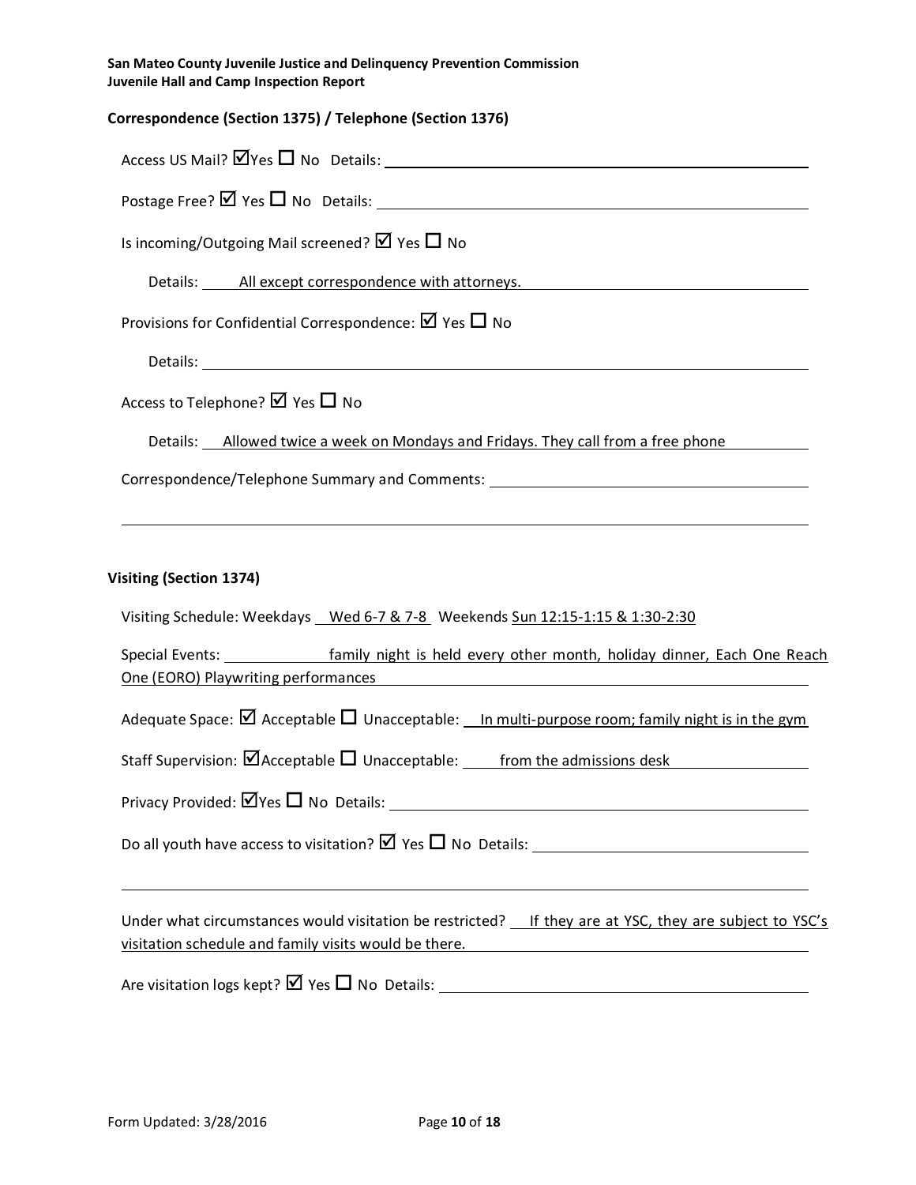**San Mateo County Juvenile Justice and Delinquency Prevention Commission**
**Juvenile Hall and Camp Inspection Report**

### Correspondence (Section 1375) / Telephone (Section 1376)

Access US Mail? ☑ Yes ☐ No Details:

Postage Free? ☑ Yes ☐ No Details:

Is incoming/Outgoing Mail screened? ☑ Yes ☐ No

Details: All except correspondence with attorneys.

Provisions for Confidential Correspondence: ☑ Yes ☐ No

Details:

Access to Telephone? ☑ Yes ☐ No

Details: Allowed twice a week on Mondays and Fridays. They call from a free phone

Correspondence/Telephone Summary and Comments:

### Visiting (Section 1374)

Visiting Schedule: Weekdays Wed 6-7 & 7-8 Weekends Sun 12:15-1:15 & 1:30-2:30

Special Events: family night is held every other month, holiday dinner, Each One Reach One (EORO) Playwriting performances

Adequate Space: ☑ Acceptable ☐ Unacceptable: In multi-purpose room; family night is in the gym

Staff Supervision: ☑ Acceptable ☐ Unacceptable: from the admissions desk

Privacy Provided: ☑ Yes ☐ No Details:

Do all youth have access to visitation? ☑ Yes ☐ No Details:

Under what circumstances would visitation be restricted? If they are at YSC, they are subject to YSC's visitation schedule and family visits would be there.

Are visitation logs kept? ☑ Yes ☐ No Details:

Form Updated: 3/28/2016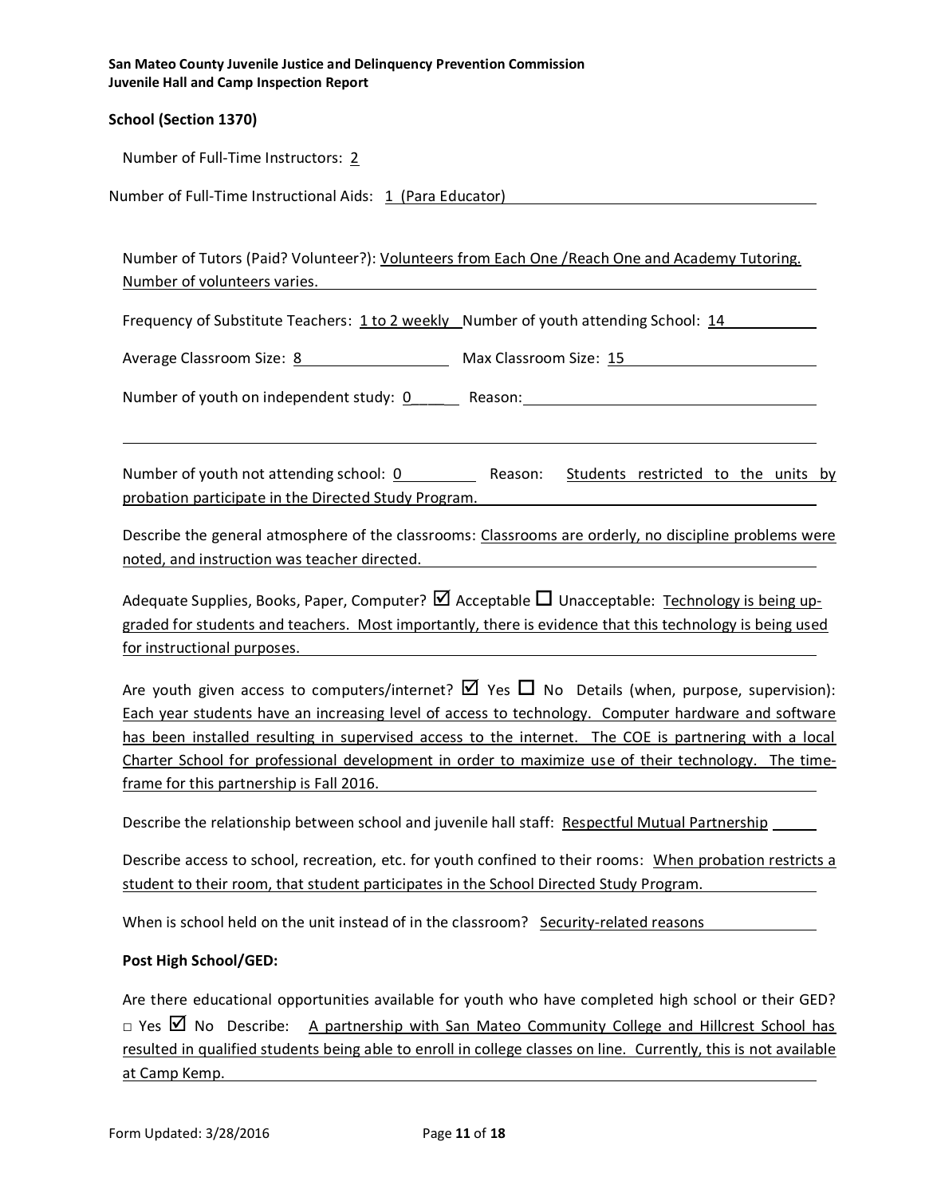**San Mateo County Juvenile Justice and Delinquency Prevention Commission**
**Juvenile Hall and Camp Inspection Report**

## School (Section 1370)

Number of Full-Time Instructors: 2

Number of Full-Time Instructional Aids: 1 (Para Educator)

Number of Tutors (Paid? Volunteer?): Volunteers from Each One /Reach One and Academy Tutoring. Number of volunteers varies.

Frequency of Substitute Teachers: 1 to 2 weekly Number of youth attending School: 14

Average Classroom Size: 8 Max Classroom Size: 15

Number of youth on independent study: 0 Reason:

Number of youth not attending school: 0 Reason: Students restricted to the units by probation participate in the Directed Study Program.

Describe the general atmosphere of the classrooms: Classrooms are orderly, no discipline problems were noted, and instruction was teacher directed.

Adequate Supplies, Books, Paper, Computer? ☑ Acceptable ☐ Unacceptable: Technology is being up-graded for students and teachers. Most importantly, there is evidence that this technology is being used for instructional purposes.

Are youth given access to computers/internet? ☑ Yes ☐ No Details (when, purpose, supervision): Each year students have an increasing level of access to technology. Computer hardware and software has been installed resulting in supervised access to the internet. The COE is partnering with a local Charter School for professional development in order to maximize use of their technology. The time-frame for this partnership is Fall 2016.

Describe the relationship between school and juvenile hall staff: Respectful Mutual Partnership

Describe access to school, recreation, etc. for youth confined to their rooms: When probation restricts a student to their room, that student participates in the School Directed Study Program.

When is school held on the unit instead of in the classroom? Security-related reasons

**Post High School/GED:**

Are there educational opportunities available for youth who have completed high school or their GED? ☐ Yes ☑ No Describe: A partnership with San Mateo Community College and Hillcrest School has resulted in qualified students being able to enroll in college classes on line. Currently, this is not available at Camp Kemp.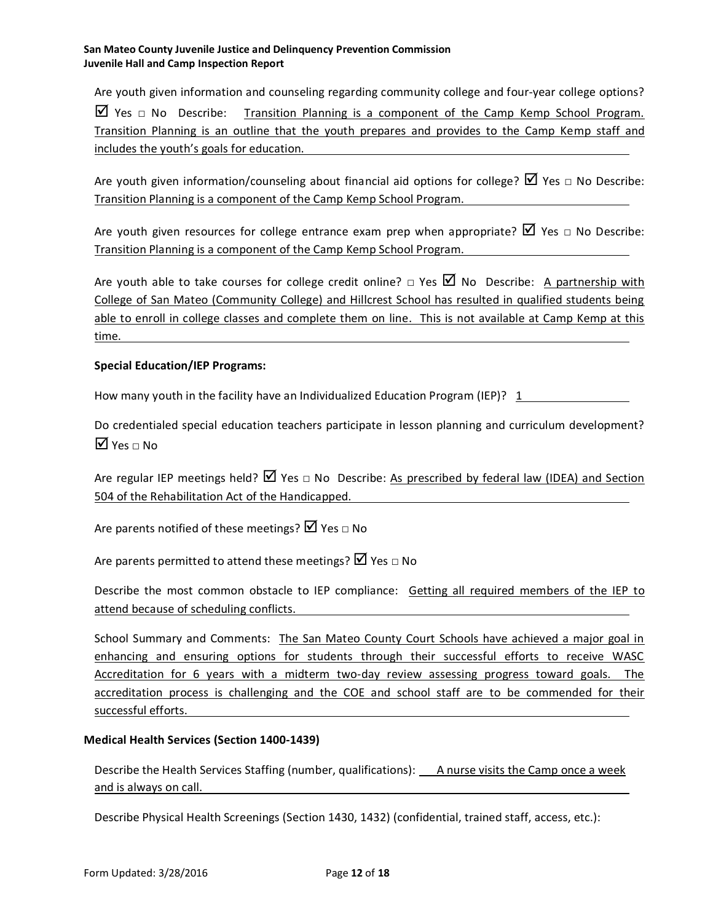Are youth given information and counseling regarding community college and four-year college options? ☑ Yes □ No Describe: Transition Planning is a component of the Camp Kemp School Program. Transition Planning is an outline that the youth prepares and provides to the Camp Kemp staff and includes the youth's goals for education.

Are youth given information/counseling about financial aid options for college? ☑ Yes □ No Describe: Transition Planning is a component of the Camp Kemp School Program.

Are youth given resources for college entrance exam prep when appropriate? ☑ Yes □ No Describe: Transition Planning is a component of the Camp Kemp School Program.

Are youth able to take courses for college credit online? □ Yes ☑ No Describe: A partnership with College of San Mateo (Community College) and Hillcrest School has resulted in qualified students being able to enroll in college classes and complete them on line. This is not available at Camp Kemp at this time.

**Special Education/IEP Programs:**

How many youth in the facility have an Individualized Education Program (IEP)? 1

Do credentialed special education teachers participate in lesson planning and curriculum development? ☑ Yes □ No

Are regular IEP meetings held? ☑ Yes □ No Describe: As prescribed by federal law (IDEA) and Section 504 of the Rehabilitation Act of the Handicapped.

Are parents notified of these meetings? ☑ Yes □ No

Are parents permitted to attend these meetings? ☑ Yes □ No

Describe the most common obstacle to IEP compliance: Getting all required members of the IEP to attend because of scheduling conflicts.

School Summary and Comments: The San Mateo County Court Schools have achieved a major goal in enhancing and ensuring options for students through their successful efforts to receive WASC Accreditation for 6 years with a midterm two-day review assessing progress toward goals. The accreditation process is challenging and the COE and school staff are to be commended for their successful efforts.

**Medical Health Services (Section 1400-1439)**

Describe the Health Services Staffing (number, qualifications): A nurse visits the Camp once a week and is always on call.

Describe Physical Health Screenings (Section 1430, 1432) (confidential, trained staff, access, etc.):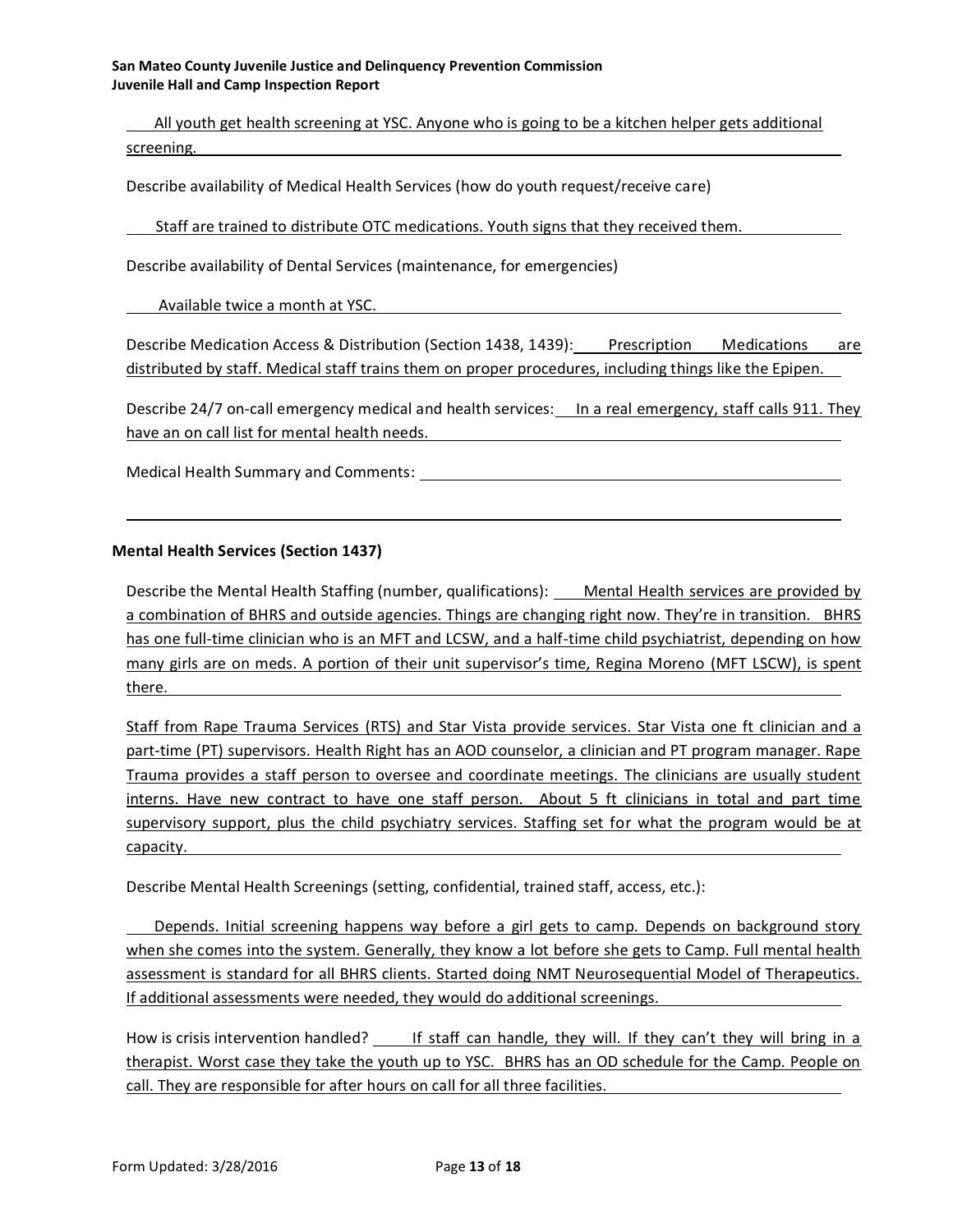All youth get health screening at YSC. Anyone who is going to be a kitchen helper gets additional screening.

Describe availability of Medical Health Services (how do youth request/receive care)

Staff are trained to distribute OTC medications. Youth signs that they received them.

Describe availability of Dental Services (maintenance, for emergencies)

Available twice a month at YSC.

Describe Medication Access & Distribution (Section 1438, 1439): Prescription Medications are distributed by staff. Medical staff trains them on proper procedures, including things like the Epipen.

Describe 24/7 on-call emergency medical and health services: In a real emergency, staff calls 911. They have an on call list for mental health needs.

Medical Health Summary and Comments:

### Mental Health Services (Section 1437)

Describe the Mental Health Staffing (number, qualifications): Mental Health services are provided by a combination of BHRS and outside agencies. Things are changing right now. They're in transition. BHRS has one full-time clinician who is an MFT and LCSW, and a half-time child psychiatrist, depending on how many girls are on meds. A portion of their unit supervisor's time, Regina Moreno (MFT LSCW), is spent there.

Staff from Rape Trauma Services (RTS) and Star Vista provide services. Star Vista one ft clinician and a part-time (PT) supervisors. Health Right has an AOD counselor, a clinician and PT program manager. Rape Trauma provides a staff person to oversee and coordinate meetings. The clinicians are usually student interns. Have new contract to have one staff person. About 5 ft clinicians in total and part time supervisory support, plus the child psychiatry services. Staffing set for what the program would be at capacity.

Describe Mental Health Screenings (setting, confidential, trained staff, access, etc.):

Depends. Initial screening happens way before a girl gets to camp. Depends on background story when she comes into the system. Generally, they know a lot before she gets to Camp. Full mental health assessment is standard for all BHRS clients. Started doing NMT Neurosequential Model of Therapeutics. If additional assessments were needed, they would do additional screenings.

How is crisis intervention handled? If staff can handle, they will. If they can't they will bring in a therapist. Worst case they take the youth up to YSC. BHRS has an OD schedule for the Camp. People on call. They are responsible for after hours on call for all three facilities.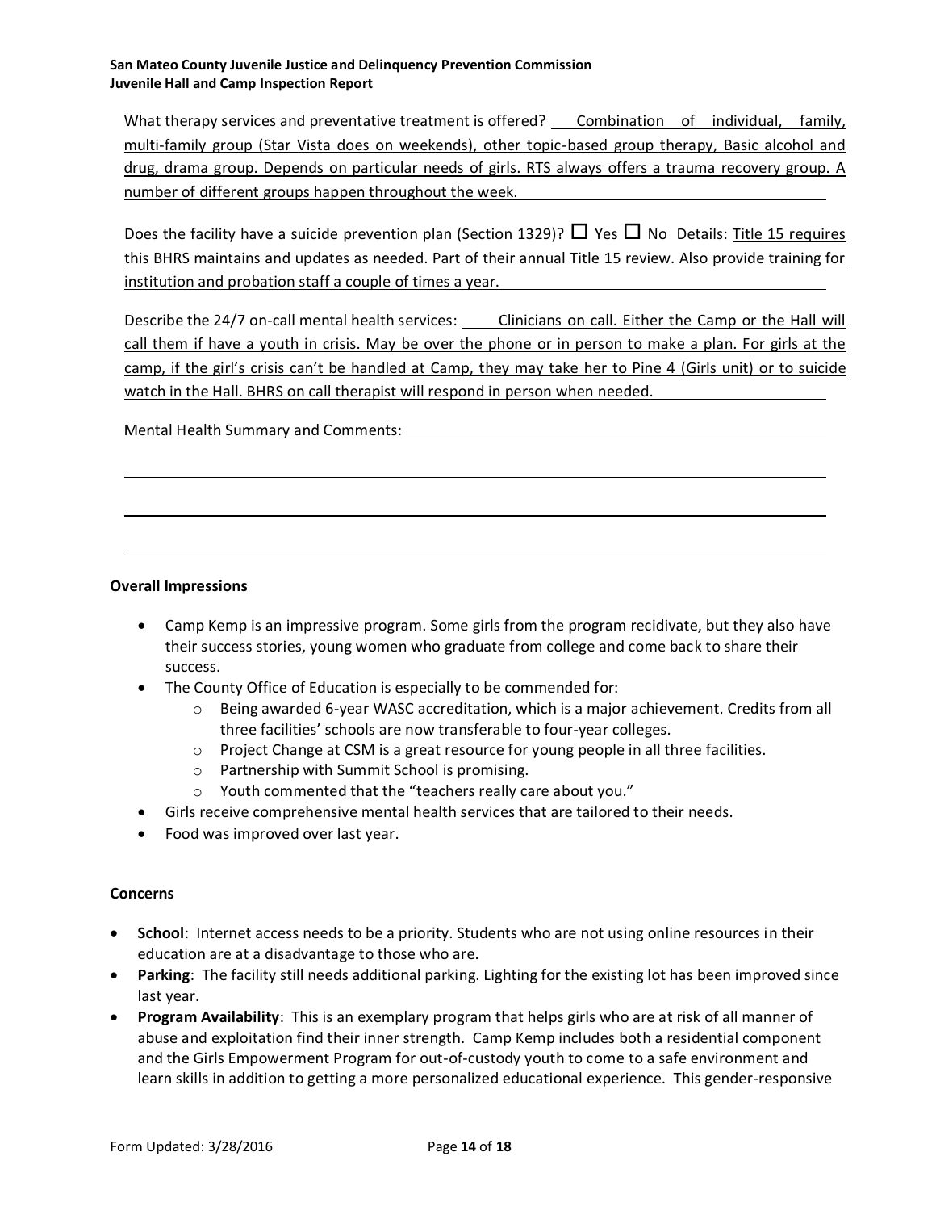What therapy services and preventative treatment is offered? Combination of individual, family, multi-family group (Star Vista does on weekends), other topic-based group therapy, Basic alcohol and drug, drama group. Depends on particular needs of girls. RTS always offers a trauma recovery group. A number of different groups happen throughout the week.

Does the facility have a suicide prevention plan (Section 1329)? ☐ Yes ☐ No Details: Title 15 requires this BHRS maintains and updates as needed. Part of their annual Title 15 review. Also provide training for institution and probation staff a couple of times a year.

Describe the 24/7 on-call mental health services: Clinicians on call. Either the Camp or the Hall will call them if have a youth in crisis. May be over the phone or in person to make a plan. For girls at the camp, if the girl's crisis can't be handled at Camp, they may take her to Pine 4 (Girls unit) or to suicide watch in the Hall. BHRS on call therapist will respond in person when needed.

Mental Health Summary and Comments:

### Overall Impressions

- Camp Kemp is an impressive program. Some girls from the program recidivate, but they also have their success stories, young women who graduate from college and come back to share their success.
- The County Office of Education is especially to be commended for:
  - Being awarded 6-year WASC accreditation, which is a major achievement. Credits from all three facilities' schools are now transferable to four-year colleges.
  - Project Change at CSM is a great resource for young people in all three facilities.
  - Partnership with Summit School is promising.
  - Youth commented that the "teachers really care about you."
- Girls receive comprehensive mental health services that are tailored to their needs.
- Food was improved over last year.

### Concerns

- **School**: Internet access needs to be a priority. Students who are not using online resources in their education are at a disadvantage to those who are.
- **Parking**: The facility still needs additional parking. Lighting for the existing lot has been improved since last year.
- **Program Availability**: This is an exemplary program that helps girls who are at risk of all manner of abuse and exploitation find their inner strength. Camp Kemp includes both a residential component and the Girls Empowerment Program for out-of-custody youth to come to a safe environment and learn skills in addition to getting a more personalized educational experience. This gender-responsive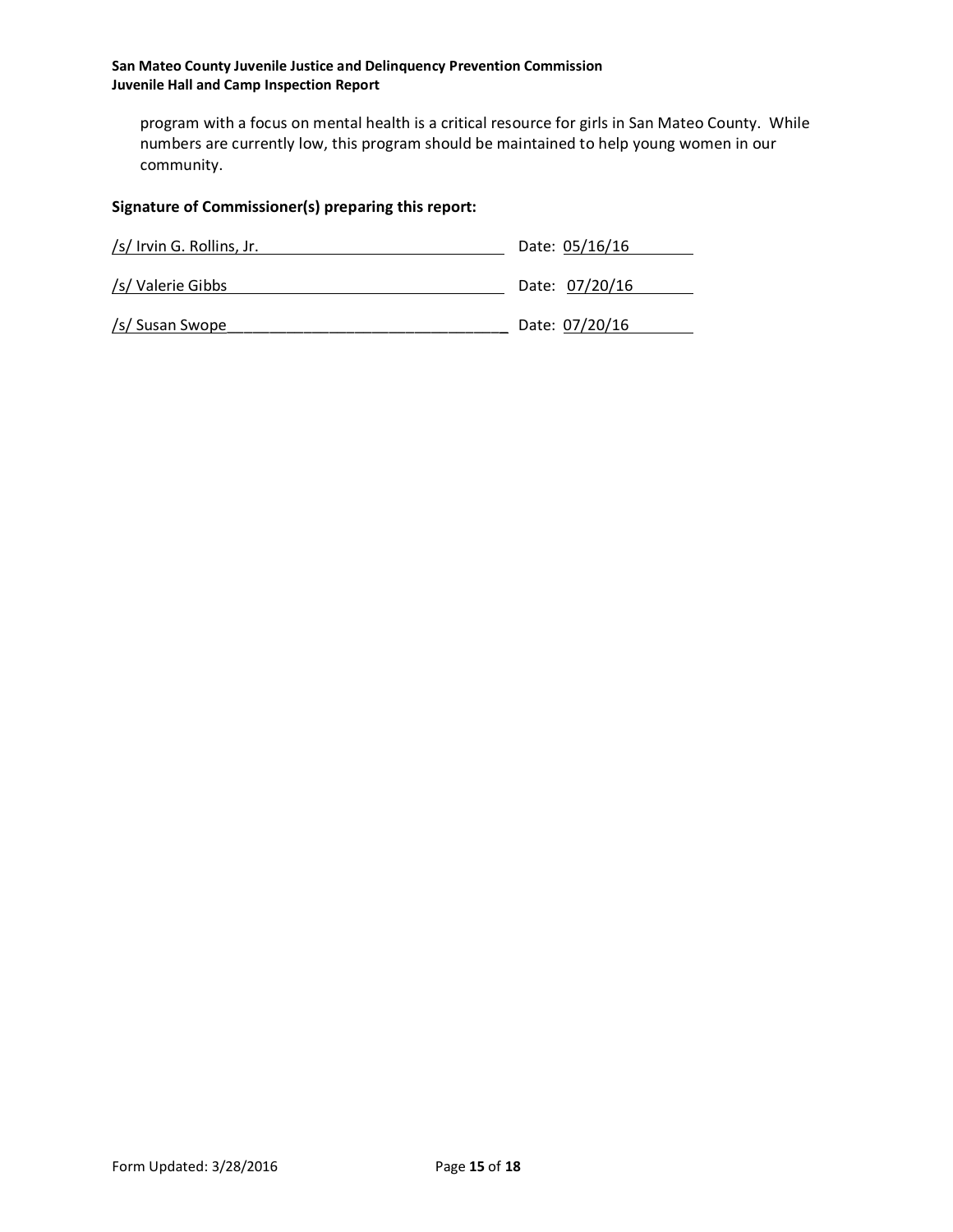program with a focus on mental health is a critical resource for girls in San Mateo County. While numbers are currently low, this program should be maintained to help young women in our community.

**Signature of Commissioner(s) preparing this report:**

/s/ Irvin G. Rollins, Jr. Date: 05/16/16

/s/ Valerie Gibbs Date: 07/20/16

/s/ Susan Swope Date: 07/20/16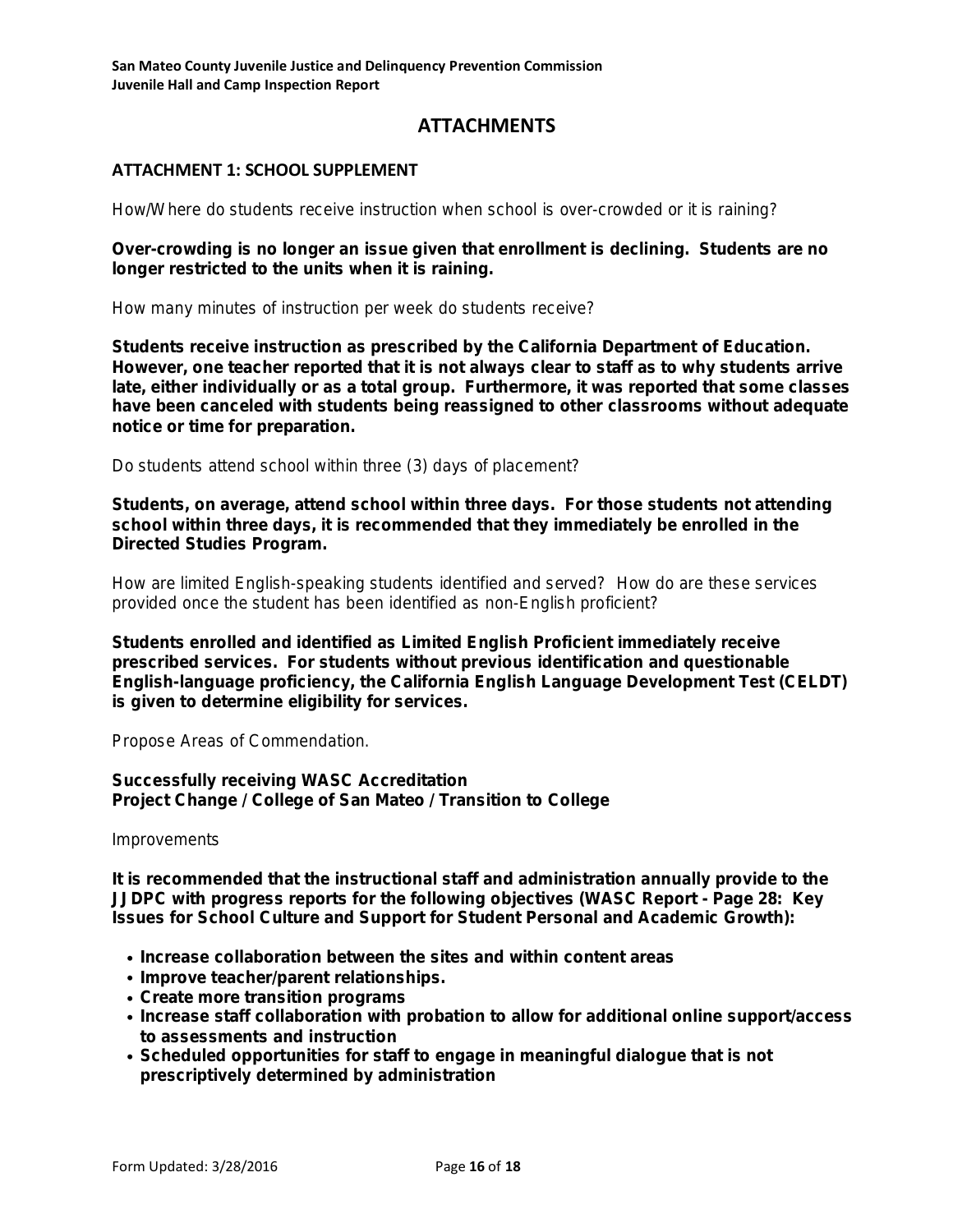## ATTACHMENTS

### ATTACHMENT 1: SCHOOL SUPPLEMENT

How/Where do students receive instruction when school is over-crowded or it is raining?

**Over-crowding is no longer an issue given that enrollment is declining. Students are no longer restricted to the units when it is raining.**

How many minutes of instruction per week do students receive?

**Students receive instruction as prescribed by the California Department of Education. However, one teacher reported that it is not always clear to staff as to why students arrive late, either individually or as a total group. Furthermore, it was reported that some classes have been canceled with students being reassigned to other classrooms without adequate notice or time for preparation.**

Do students attend school within three (3) days of placement?

**Students, on average, attend school within three days. For those students not attending school within three days, it is recommended that they immediately be enrolled in the Directed Studies Program.**

How are limited English-speaking students identified and served? How do are these services provided once the student has been identified as non-English proficient?

**Students enrolled and identified as Limited English Proficient immediately receive prescribed services. For students without previous identification and questionable English-language proficiency, the California English Language Development Test (CELDT) is given to determine eligibility for services.**

Propose Areas of Commendation.

**Successfully receiving WASC Accreditation**
**Project Change / College of San Mateo / Transition to College**

Improvements

**It is recommended that the instructional staff and administration annually provide to the JJDPC with progress reports for the following objectives (WASC Report - Page 28: Key Issues for School Culture and Support for Student Personal and Academic Growth):**

- **Increase collaboration between the sites and within content areas**
- **Improve teacher/parent relationships.**
- **Create more transition programs**
- **Increase staff collaboration with probation to allow for additional online support/access to assessments and instruction**
- **Scheduled opportunities for staff to engage in meaningful dialogue that is not prescriptively determined by administration**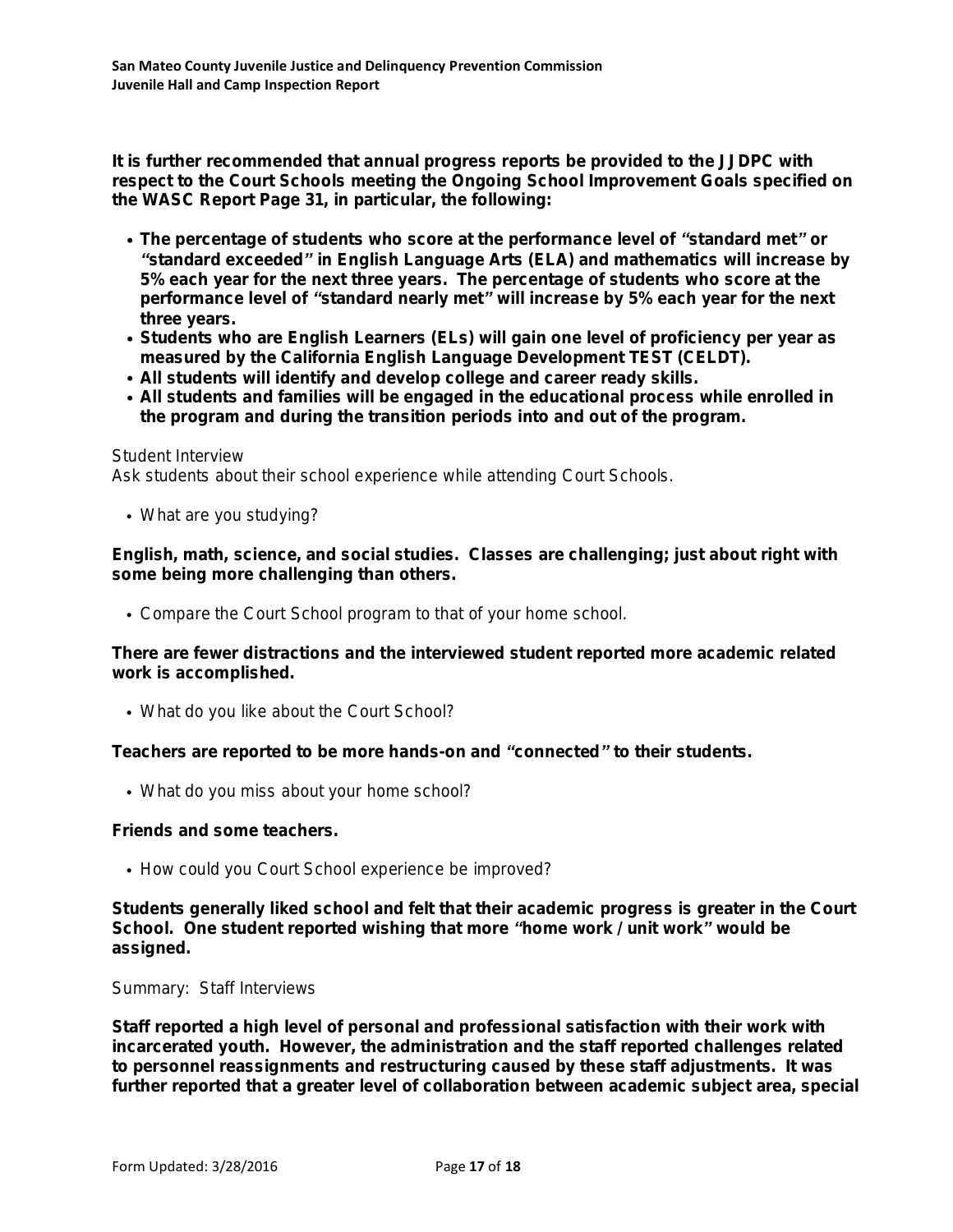**It is further recommended that annual progress reports be provided to the JJDPC with respect to the Court Schools meeting the Ongoing School Improvement Goals specified on the WASC Report Page 31, in particular, the following:**

- **The percentage of students who score at the performance level of "standard met" or "standard exceeded" in English Language Arts (ELA) and mathematics will increase by 5% each year for the next three years. The percentage of students who score at the performance level of "standard nearly met" will increase by 5% each year for the next three years.**
- **Students who are English Learners (ELs) will gain one level of proficiency per year as measured by the California English Language Development TEST (CELDT).**
- **All students will identify and develop college and career ready skills.**
- **All students and families will be engaged in the educational process while enrolled in the program and during the transition periods into and out of the program.**

Student Interview
Ask students about their school experience while attending Court Schools.

- What are you studying?

**English, math, science, and social studies. Classes are challenging; just about right with some being more challenging than others.**

- Compare the Court School program to that of your home school.

**There are fewer distractions and the interviewed student reported more academic related work is accomplished.**

- What do you like about the Court School?

**Teachers are reported to be more hands-on and "connected" to their students.**

- What do you miss about your home school?

**Friends and some teachers.**

- How could you Court School experience be improved?

**Students generally liked school and felt that their academic progress is greater in the Court School. One student reported wishing that more "home work / unit work" would be assigned.**

Summary: Staff Interviews

**Staff reported a high level of personal and professional satisfaction with their work with incarcerated youth. However, the administration and the staff reported challenges related to personnel reassignments and restructuring caused by these staff adjustments. It was further reported that a greater level of collaboration between academic subject area, special**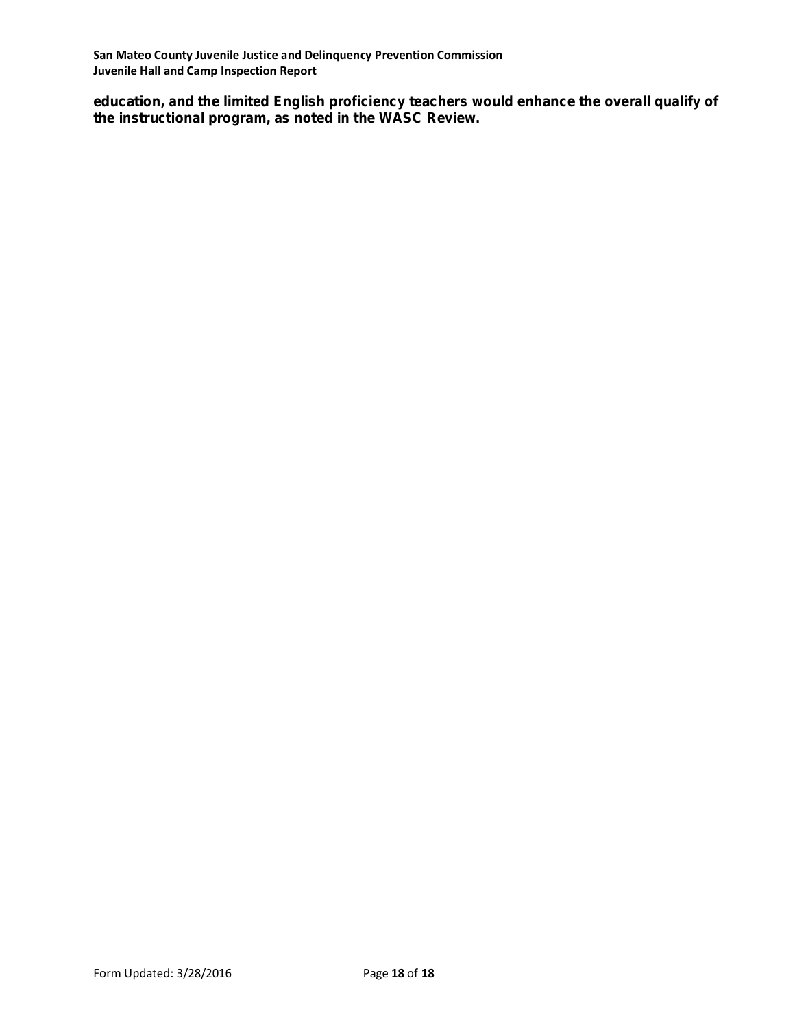**education, and the limited English proficiency teachers would enhance the overall qualify of the instructional program, as noted in the WASC Review.**